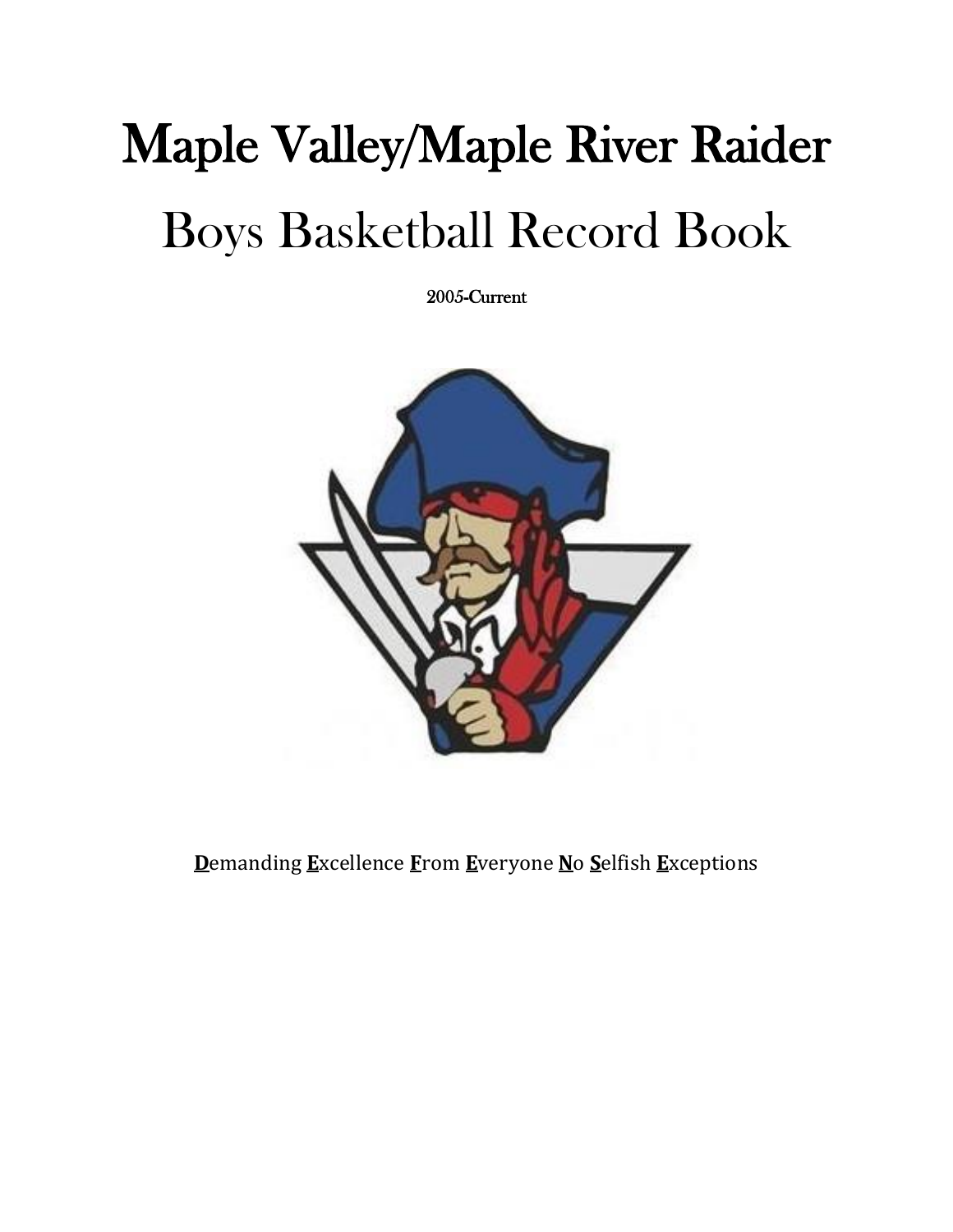# Maple Valley/Maple River Raider

## Boys Basketball Record Book

2005-Current

**D**emanding **E**xcellence **F**rom **E**veryone **N**o **S**elfish **E**xceptions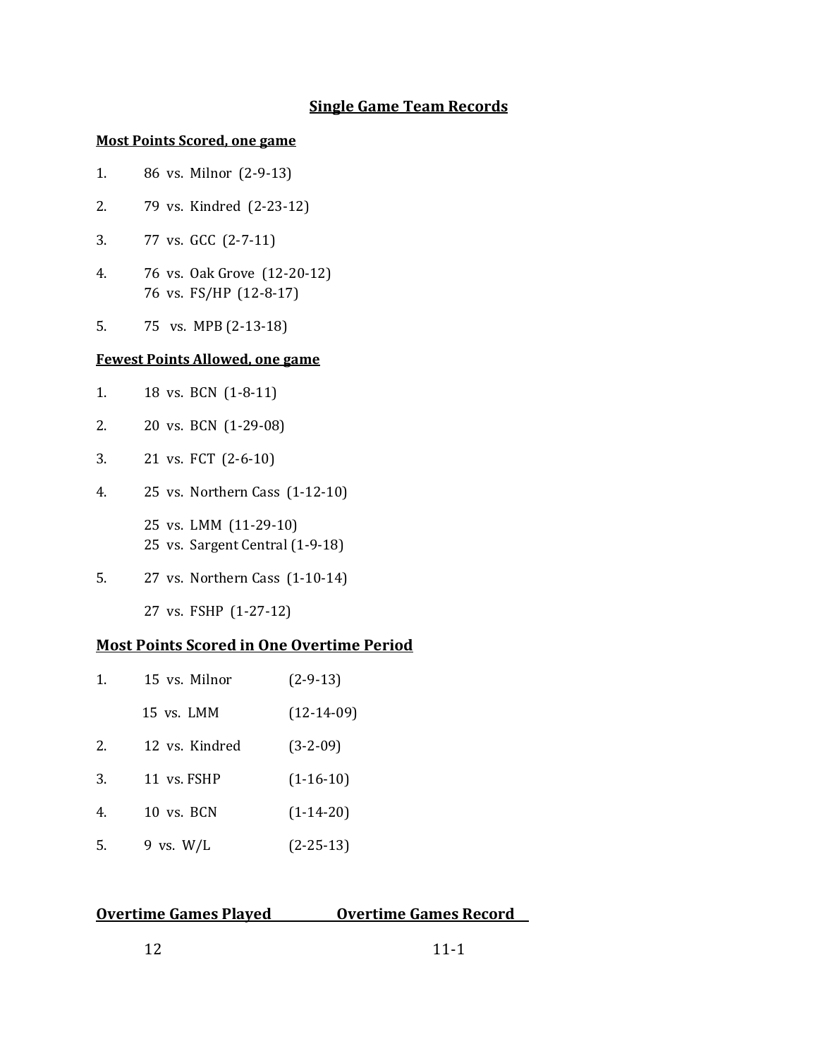## Single Game Team Records

**Most Points Scored, one game**

1. 86 vs. Milnor (2-9-13)
2. 79 vs. Kindred (2-23-12)
3. 77 vs. GCC (2-7-11)
4. 76 vs. Oak Grove (12-20-12)
   76 vs. FS/HP (12-8-17)
5. 75 vs. MPB (2-13-18)

**Fewest Points Allowed, one game**

1. 18 vs. BCN (1-8-11)
2. 20 vs. BCN (1-29-08)
3. 21 vs. FCT (2-6-10)
4. 25 vs. Northern Cass (1-12-10)
   25 vs. LMM (11-29-10)
   25 vs. Sargent Central (1-9-18)
5. 27 vs. Northern Cass (1-10-14)
   27 vs. FSHP (1-27-12)

### Most Points Scored in One Overtime Period

| | | |
|---|---|---|
| 1. | 15 vs. Milnor | (2-9-13) |
| | 15 vs. LMM | (12-14-09) |
| 2. | 12 vs. Kindred | (3-2-09) |
| 3. | 11 vs. FSHP | (1-16-10) |
| 4. | 10 vs. BCN | (1-14-20) |
| 5. | 9 vs. W/L | (2-25-13) |

| Overtime Games Played | Overtime Games Record |
|---|---|
| 12 | 11-1 |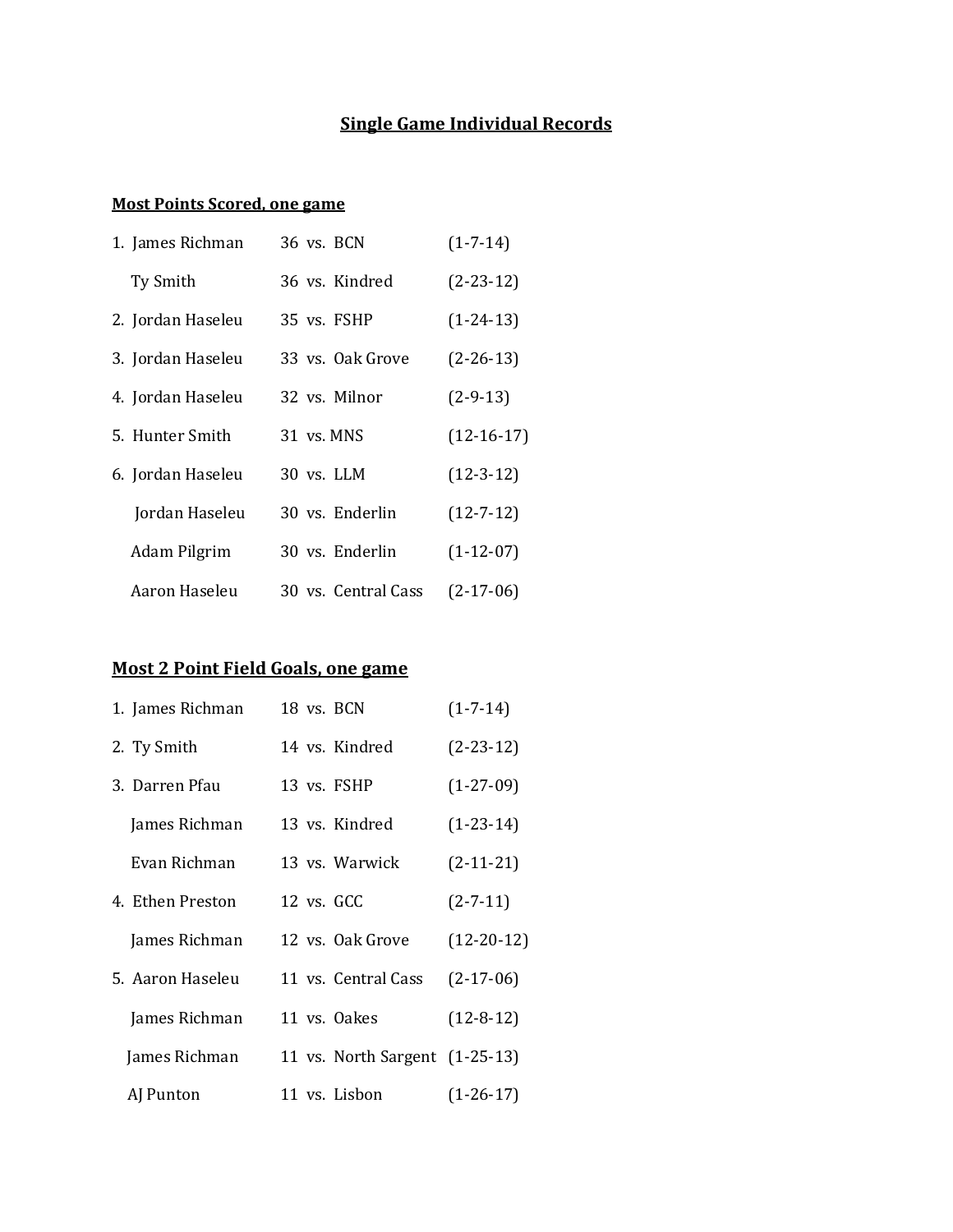# Single Game Individual Records

## Most Points Scored, one game

| Rank | Player | Total | Opponent | Date |
|---|---|---|---|---|
| 1. | James Richman | 36 | vs. BCN | (1-7-14) |
| | Ty Smith | 36 | vs. Kindred | (2-23-12) |
| 2. | Jordan Haseleu | 35 | vs. FSHP | (1-24-13) |
| 3. | Jordan Haseleu | 33 | vs. Oak Grove | (2-26-13) |
| 4. | Jordan Haseleu | 32 | vs. Milnor | (2-9-13) |
| 5. | Hunter Smith | 31 | vs. MNS | (12-16-17) |
| 6. | Jordan Haseleu | 30 | vs. LLM | (12-3-12) |
| | Jordan Haseleu | 30 | vs. Enderlin | (12-7-12) |
| | Adam Pilgrim | 30 | vs. Enderlin | (1-12-07) |
| | Aaron Haseleu | 30 | vs. Central Cass | (2-17-06) |

## Most 2 Point Field Goals, one game

| Rank | Player | Total | Opponent | Date |
|---|---|---|---|---|
| 1. | James Richman | 18 | vs. BCN | (1-7-14) |
| 2. | Ty Smith | 14 | vs. Kindred | (2-23-12) |
| 3. | Darren Pfau | 13 | vs. FSHP | (1-27-09) |
| | James Richman | 13 | vs. Kindred | (1-23-14) |
| | Evan Richman | 13 | vs. Warwick | (2-11-21) |
| 4. | Ethen Preston | 12 | vs. GCC | (2-7-11) |
| | James Richman | 12 | vs. Oak Grove | (12-20-12) |
| 5. | Aaron Haseleu | 11 | vs. Central Cass | (2-17-06) |
| | James Richman | 11 | vs. Oakes | (12-8-12) |
| | James Richman | 11 | vs. North Sargent | (1-25-13) |
| | AJ Punton | 11 | vs. Lisbon | (1-26-17) |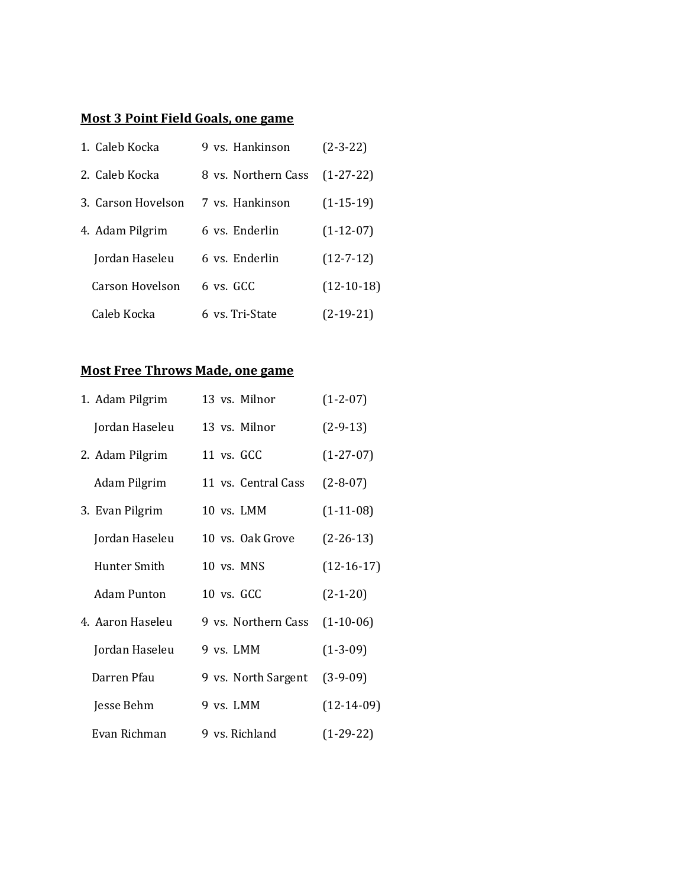**Most 3 Point Field Goals, one game**

| | | | |
|---|---|---|---|
| 1. | Caleb Kocka | 9 vs. Hankinson | (2-3-22) |
| 2. | Caleb Kocka | 8 vs. Northern Cass | (1-27-22) |
| 3. | Carson Hovelson | 7 vs. Hankinson | (1-15-19) |
| 4. | Adam Pilgrim | 6 vs. Enderlin | (1-12-07) |
| | Jordan Haseleu | 6 vs. Enderlin | (12-7-12) |
| | Carson Hovelson | 6 vs. GCC | (12-10-18) |
| | Caleb Kocka | 6 vs. Tri-State | (2-19-21) |

**Most Free Throws Made, one game**

| | | | |
|---|---|---|---|
| 1. | Adam Pilgrim | 13 vs. Milnor | (1-2-07) |
| | Jordan Haseleu | 13 vs. Milnor | (2-9-13) |
| 2. | Adam Pilgrim | 11 vs. GCC | (1-27-07) |
| | Adam Pilgrim | 11 vs. Central Cass | (2-8-07) |
| 3. | Evan Pilgrim | 10 vs. LMM | (1-11-08) |
| | Jordan Haseleu | 10 vs. Oak Grove | (2-26-13) |
| | Hunter Smith | 10 vs. MNS | (12-16-17) |
| | Adam Punton | 10 vs. GCC | (2-1-20) |
| 4. | Aaron Haseleu | 9 vs. Northern Cass | (1-10-06) |
| | Jordan Haseleu | 9 vs. LMM | (1-3-09) |
| | Darren Pfau | 9 vs. North Sargent | (3-9-09) |
| | Jesse Behm | 9 vs. LMM | (12-14-09) |
| | Evan Richman | 9 vs. Richland | (1-29-22) |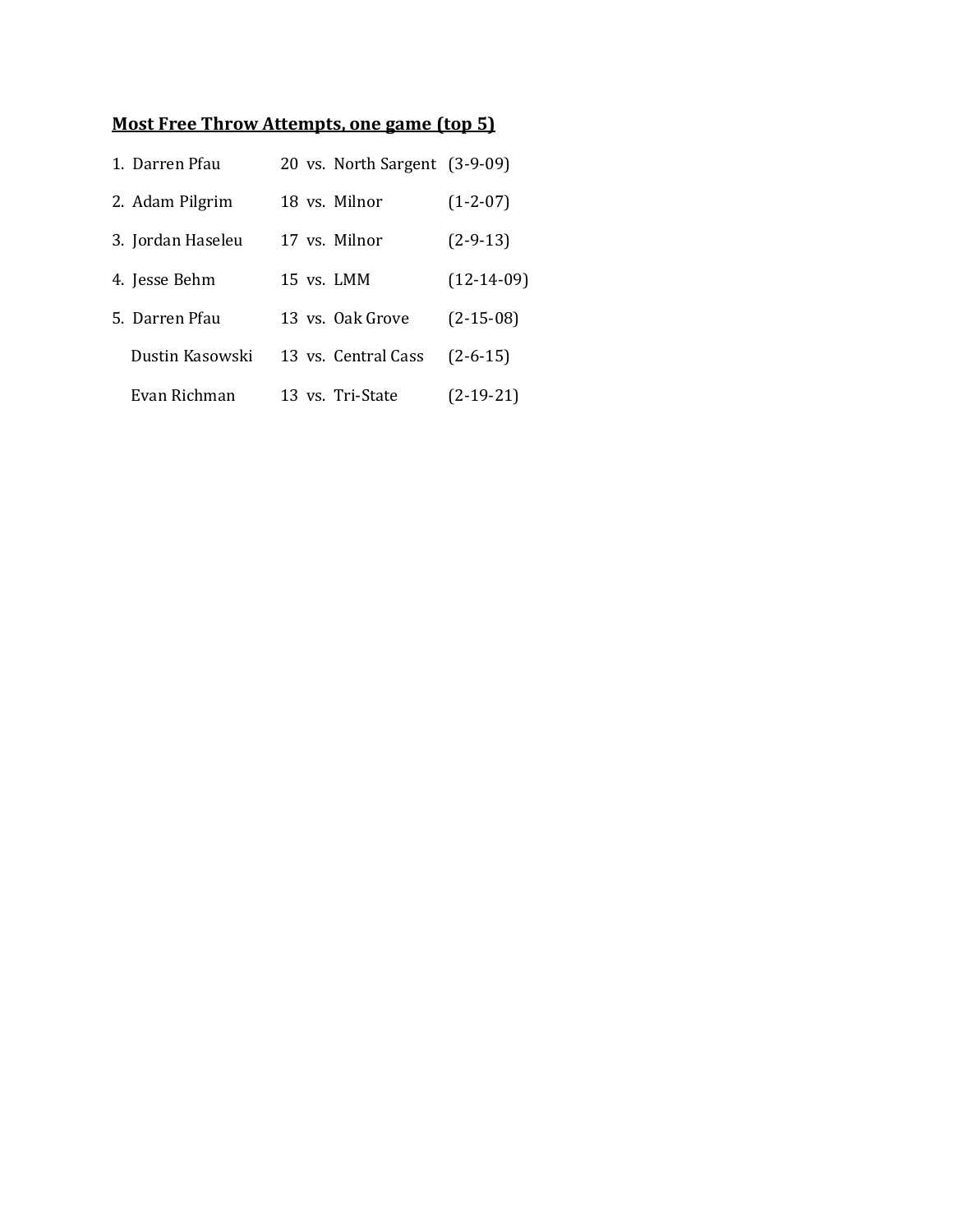**Most Free Throw Attempts, one game (top 5)**

1. Darren Pfau 20 vs. North Sargent (3-9-09)
2. Adam Pilgrim 18 vs. Milnor (1-2-07)
3. Jordan Haseleu 17 vs. Milnor (2-9-13)
4. Jesse Behm 15 vs. LMM (12-14-09)
5. Darren Pfau 13 vs. Oak Grove (2-15-08)
   Dustin Kasowski 13 vs. Central Cass (2-6-15)
   Evan Richman 13 vs. Tri-State (2-19-21)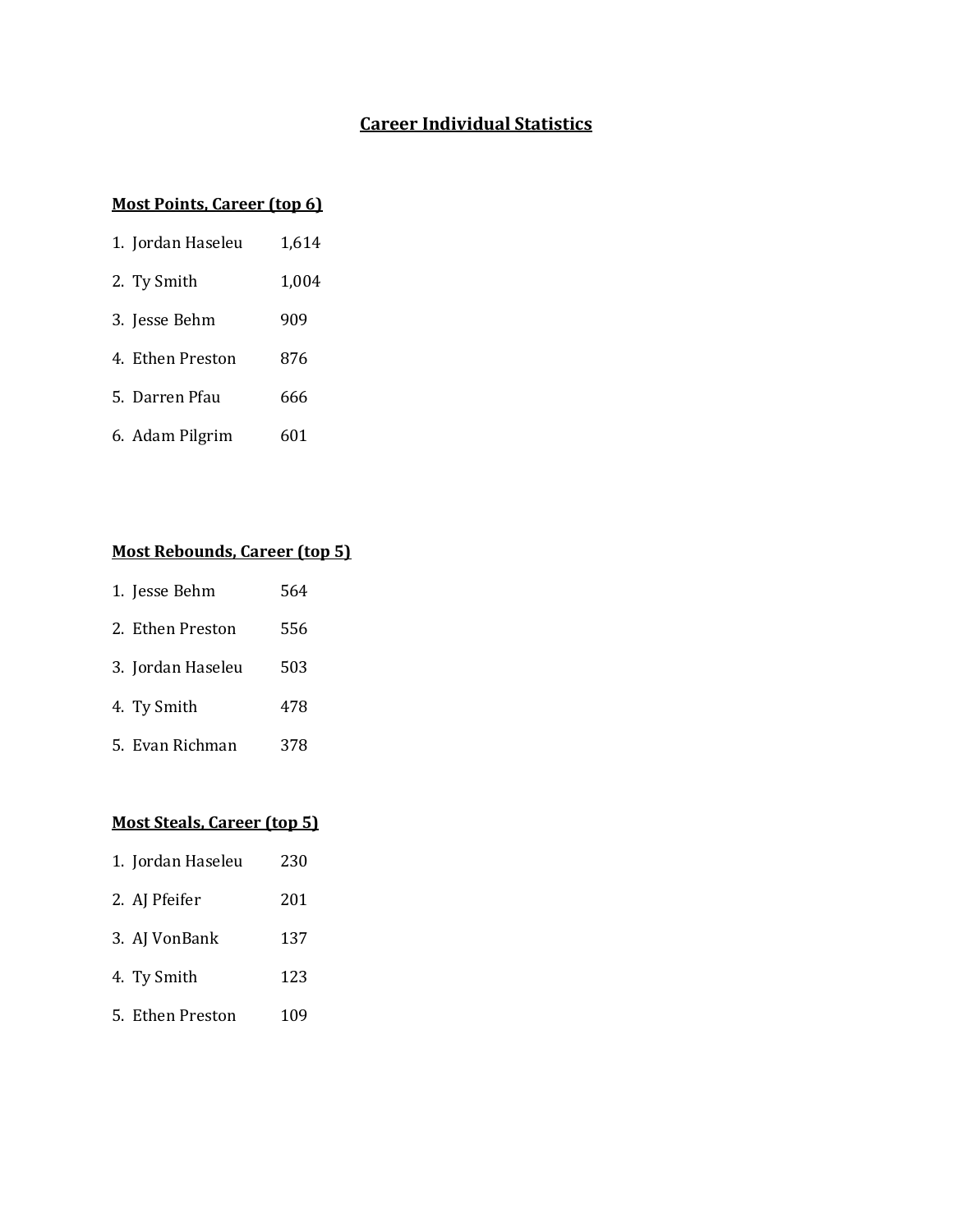# Career Individual Statistics

## Most Points, Career (top 6)

1. Jordan Haseleu 1,614
2. Ty Smith 1,004
3. Jesse Behm 909
4. Ethen Preston 876
5. Darren Pfau 666
6. Adam Pilgrim 601

## Most Rebounds, Career (top 5)

1. Jesse Behm 564
2. Ethen Preston 556
3. Jordan Haseleu 503
4. Ty Smith 478
5. Evan Richman 378

## Most Steals, Career (top 5)

1. Jordan Haseleu 230
2. AJ Pfeifer 201
3. AJ VonBank 137
4. Ty Smith 123
5. Ethen Preston 109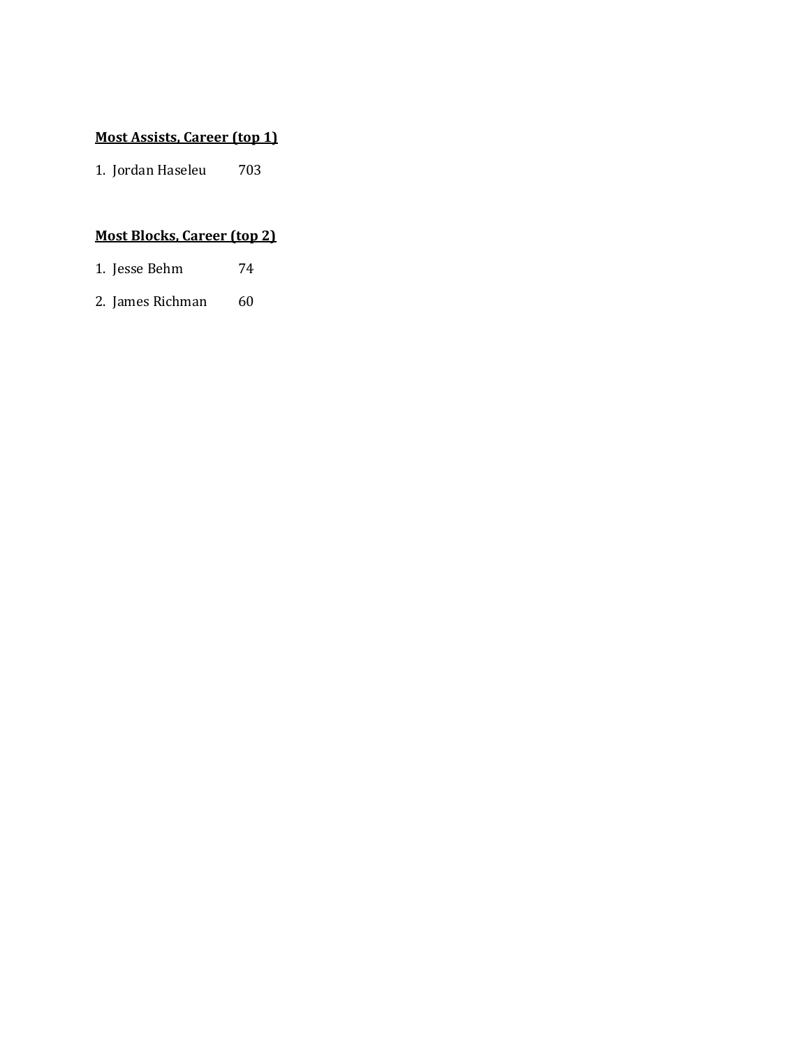**Most Assists, Career (top 1)**

1. Jordan Haseleu 703

**Most Blocks, Career (top 2)**

1. Jesse Behm 74
2. James Richman 60